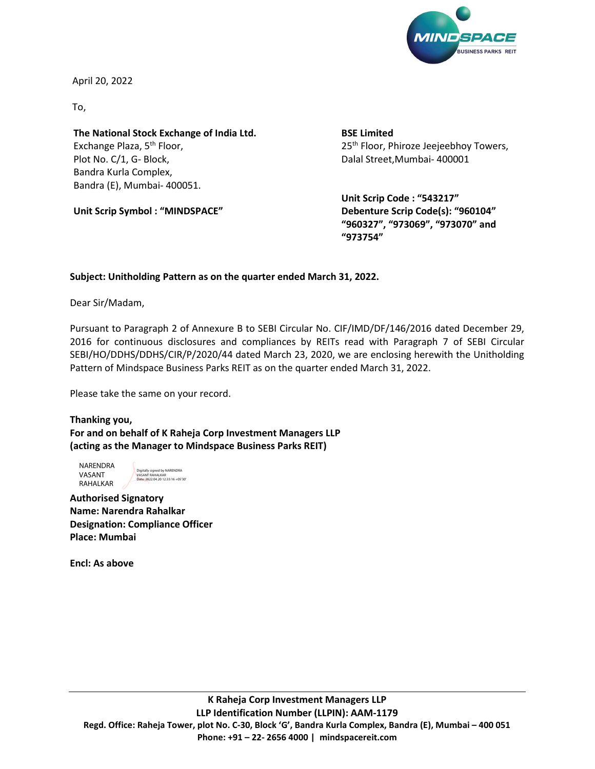April 20, 2022

To,

**The National Stock Exchange of India Ltd.**
Exchange Plaza, 5th Floor,
Plot No. C/1, G- Block,
Bandra Kurla Complex,
Bandra (E), Mumbai- 400051.

**Unit Scrip Symbol : "MINDSPACE"**

**BSE Limited**
25th Floor, Phiroze Jeejeebhoy Towers,
Dalal Street,Mumbai- 400001

**Unit Scrip Code : "543217"**
**Debenture Scrip Code(s): "960104" "960327", "973069", "973070" and "973754"**

**Subject: Unitholding Pattern as on the quarter ended March 31, 2022.**

Dear Sir/Madam,

Pursuant to Paragraph 2 of Annexure B to SEBI Circular No. CIF/IMD/DF/146/2016 dated December 29, 2016 for continuous disclosures and compliances by REITs read with Paragraph 7 of SEBI Circular SEBI/HO/DDHS/DDHS/CIR/P/2020/44 dated March 23, 2020, we are enclosing herewith the Unitholding Pattern of Mindspace Business Parks REIT as on the quarter ended March 31, 2022.

Please take the same on your record.

**Thanking you,**
**For and on behalf of K Raheja Corp Investment Managers LLP**
**(acting as the Manager to Mindspace Business Parks REIT)**

NARENDRA VASANT RAHALKAR
Digitally signed by NARENDRA VASANT RAHALKAR
Date: 2022.04.20 12:33:16 +05'30'

**Authorised Signatory**
**Name: Narendra Rahalkar**
**Designation: Compliance Officer**
**Place: Mumbai**

**Encl: As above**

**K Raheja Corp Investment Managers LLP**
**LLP Identification Number (LLPIN): AAM-1179**
**Regd. Office: Raheja Tower, plot No. C-30, Block 'G', Bandra Kurla Complex, Bandra (E), Mumbai – 400 051**
**Phone: +91 – 22- 2656 4000 | mindspacereit.com**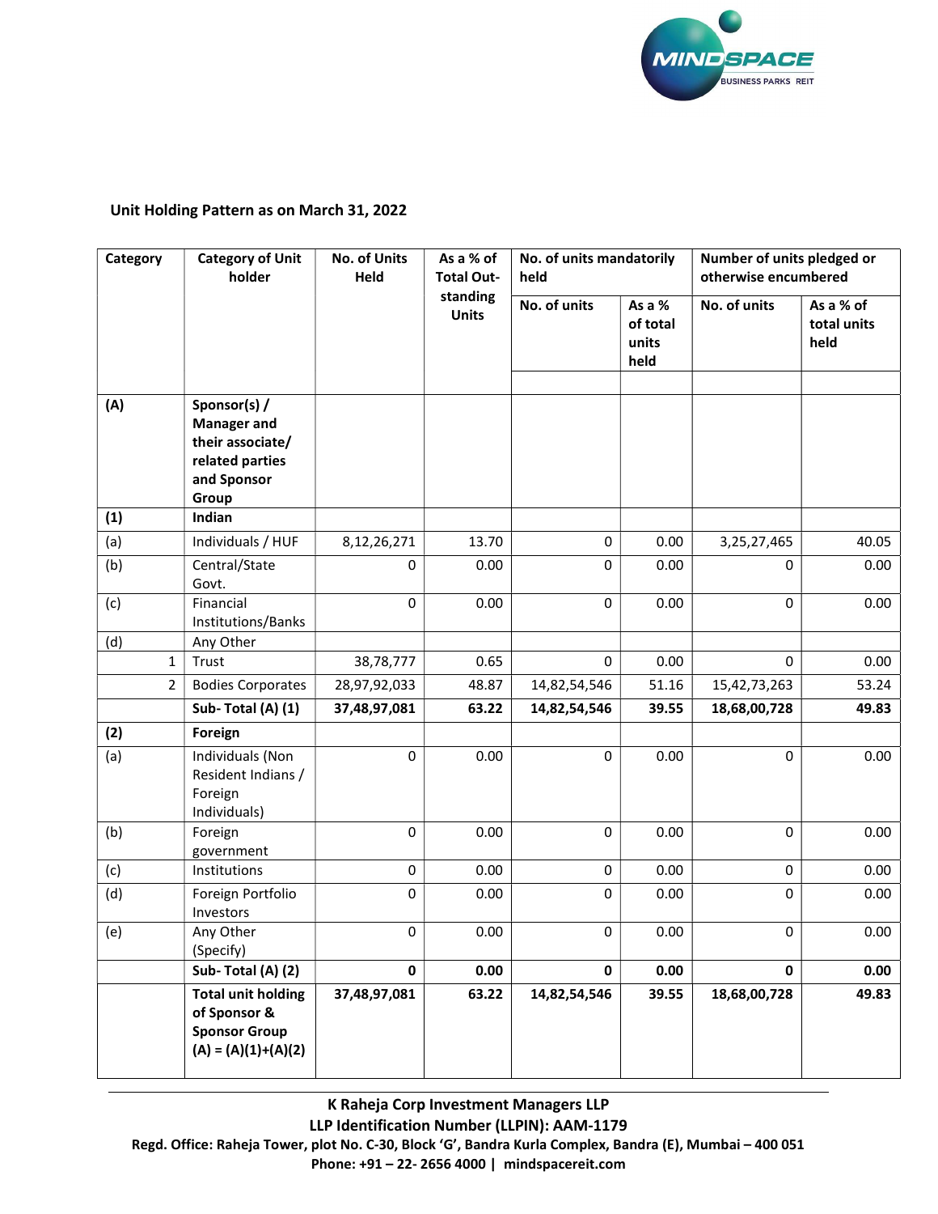## Unit Holding Pattern as on March 31, 2022

| Category | Category of Unit holder | No. of Units Held | As a % of Total Out-standing Units | No. of units mandatorily held | | Number of units pledged or otherwise encumbered | |
|---|---|---|---|---|---|---|---|
| | | | | No. of units | As a % of total units held | No. of units | As a % of total units held |
| **(A)** | **Sponsor(s) / Manager and their associate/ related parties and Sponsor Group** | | | | | | |
| **(1)** | **Indian** | | | | | | |
| (a) | Individuals / HUF | 8,12,26,271 | 13.70 | 0 | 0.00 | 3,25,27,465 | 40.05 |
| (b) | Central/State Govt. | 0 | 0.00 | 0 | 0.00 | 0 | 0.00 |
| (c) | Financial Institutions/Banks | 0 | 0.00 | 0 | 0.00 | 0 | 0.00 |
| (d) | Any Other | | | | | | |
| 1 | Trust | 38,78,777 | 0.65 | 0 | 0.00 | 0 | 0.00 |
| 2 | Bodies Corporates | 28,97,92,033 | 48.87 | 14,82,54,546 | 51.16 | 15,42,73,263 | 53.24 |
| | **Sub- Total (A) (1)** | **37,48,97,081** | **63.22** | **14,82,54,546** | **39.55** | **18,68,00,728** | **49.83** |
| **(2)** | **Foreign** | | | | | | |
| (a) | Individuals (Non Resident Indians / Foreign Individuals) | 0 | 0.00 | 0 | 0.00 | 0 | 0.00 |
| (b) | Foreign government | 0 | 0.00 | 0 | 0.00 | 0 | 0.00 |
| (c) | Institutions | 0 | 0.00 | 0 | 0.00 | 0 | 0.00 |
| (d) | Foreign Portfolio Investors | 0 | 0.00 | 0 | 0.00 | 0 | 0.00 |
| (e) | Any Other (Specify) | 0 | 0.00 | 0 | 0.00 | 0 | 0.00 |
| | **Sub- Total (A) (2)** | **0** | **0.00** | **0** | **0.00** | **0** | **0.00** |
| | **Total unit holding of Sponsor & Sponsor Group (A) = (A)(1)+(A)(2)** | **37,48,97,081** | **63.22** | **14,82,54,546** | **39.55** | **18,68,00,728** | **49.83** |

**K Raheja Corp Investment Managers LLP**
**LLP Identification Number (LLPIN): AAM-1179**
**Regd. Office: Raheja Tower, plot No. C-30, Block 'G', Bandra Kurla Complex, Bandra (E), Mumbai – 400 051**
**Phone: +91 – 22- 2656 4000 | mindspacereit.com**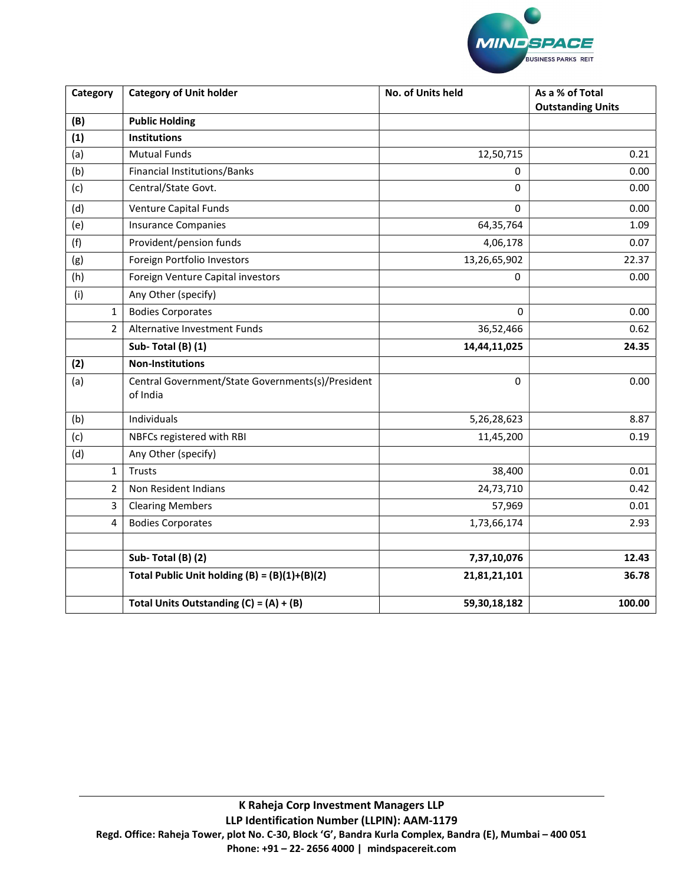| Category | Category of Unit holder | No. of Units held | As a % of Total Outstanding Units |
|---|---|---|---|
| **(B)** | **Public Holding** | | |
| **(1)** | **Institutions** | | |
| (a) | Mutual Funds | 12,50,715 | 0.21 |
| (b) | Financial Institutions/Banks | 0 | 0.00 |
| (c) | Central/State Govt. | 0 | 0.00 |
| (d) | Venture Capital Funds | 0 | 0.00 |
| (e) | Insurance Companies | 64,35,764 | 1.09 |
| (f) | Provident/pension funds | 4,06,178 | 0.07 |
| (g) | Foreign Portfolio Investors | 13,26,65,902 | 22.37 |
| (h) | Foreign Venture Capital investors | 0 | 0.00 |
| (i) | Any Other (specify) | | |
| 1 | Bodies Corporates | 0 | 0.00 |
| 2 | Alternative Investment Funds | 36,52,466 | 0.62 |
| | **Sub- Total (B) (1)** | **14,44,11,025** | **24.35** |
| **(2)** | **Non-Institutions** | | |
| (a) | Central Government/State Governments(s)/President of India | 0 | 0.00 |
| (b) | Individuals | 5,26,28,623 | 8.87 |
| (c) | NBFCs registered with RBI | 11,45,200 | 0.19 |
| (d) | Any Other (specify) | | |
| 1 | Trusts | 38,400 | 0.01 |
| 2 | Non Resident Indians | 24,73,710 | 0.42 |
| 3 | Clearing Members | 57,969 | 0.01 |
| 4 | Bodies Corporates | 1,73,66,174 | 2.93 |
| | | | |
| | **Sub- Total (B) (2)** | **7,37,10,076** | **12.43** |
| | **Total Public Unit holding (B) = (B)(1)+(B)(2)** | **21,81,21,101** | **36.78** |
| | **Total Units Outstanding (C) = (A) + (B)** | **59,30,18,182** | **100.00** |

**K Raheja Corp Investment Managers LLP**
**LLP Identification Number (LLPIN): AAM-1179**
**Regd. Office: Raheja Tower, plot No. C-30, Block 'G', Bandra Kurla Complex, Bandra (E), Mumbai – 400 051**
**Phone: +91 – 22- 2656 4000 | mindspacereit.com**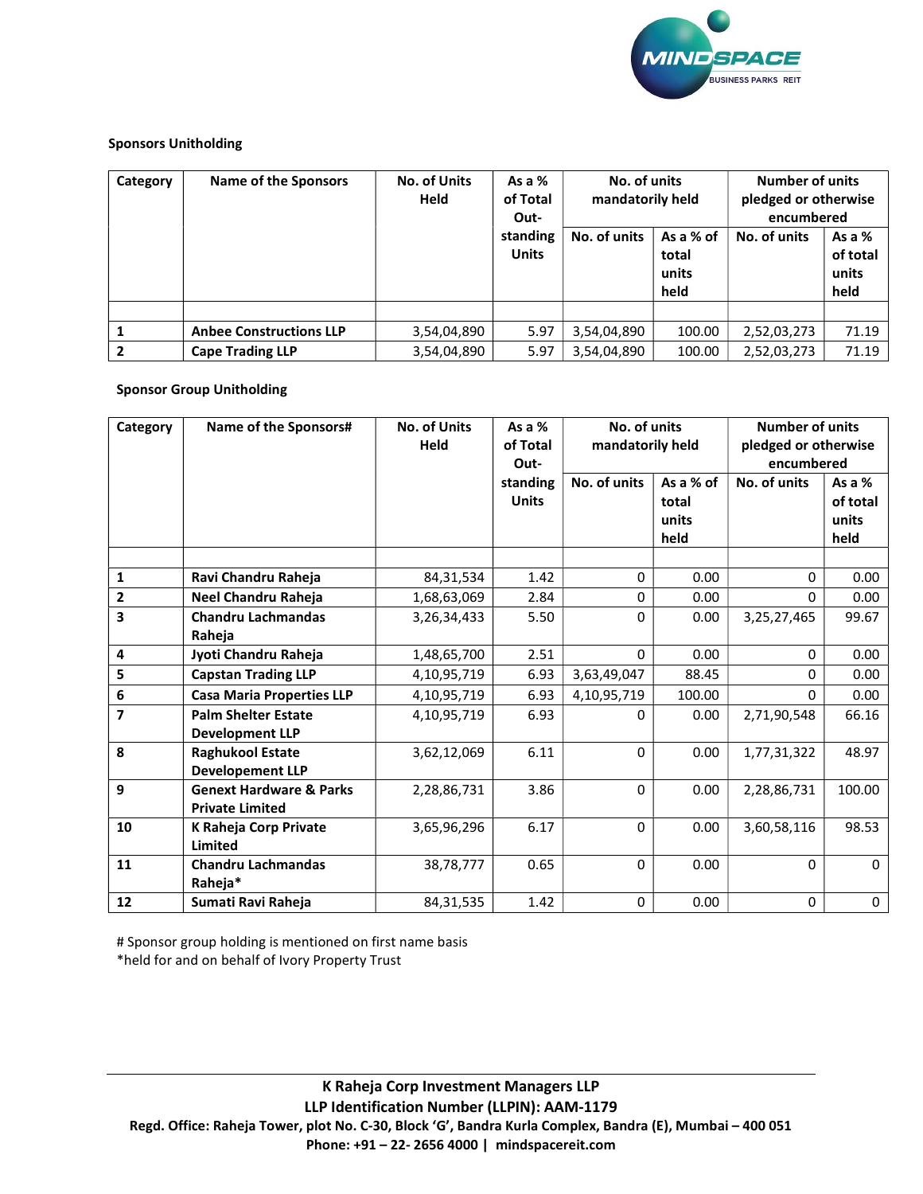**Sponsors Unitholding**

| Category | Name of the Sponsors | No. of Units Held | As a % of Total Out-standing Units | No. of units mandatorily held | | Number of units pledged or otherwise encumbered | |
|---|---|---|---|---|---|---|---|
| | | | | No. of units | As a % of total units held | No. of units | As a % of total units held |
| | | | | | | | |
| 1 | Anbee Constructions LLP | 3,54,04,890 | 5.97 | 3,54,04,890 | 100.00 | 2,52,03,273 | 71.19 |
| 2 | Cape Trading LLP | 3,54,04,890 | 5.97 | 3,54,04,890 | 100.00 | 2,52,03,273 | 71.19 |

**Sponsor Group Unitholding**

| Category | Name of the Sponsors# | No. of Units Held | As a % of Total Out-standing Units | No. of units mandatorily held | | Number of units pledged or otherwise encumbered | |
|---|---|---|---|---|---|---|---|
| | | | | No. of units | As a % of total units held | No. of units | As a % of total units held |
| | | | | | | | |
| 1 | Ravi Chandru Raheja | 84,31,534 | 1.42 | 0 | 0.00 | 0 | 0.00 |
| 2 | Neel Chandru Raheja | 1,68,63,069 | 2.84 | 0 | 0.00 | 0 | 0.00 |
| 3 | Chandru Lachmandas Raheja | 3,26,34,433 | 5.50 | 0 | 0.00 | 3,25,27,465 | 99.67 |
| 4 | Jyoti Chandru Raheja | 1,48,65,700 | 2.51 | 0 | 0.00 | 0 | 0.00 |
| 5 | Capstan Trading LLP | 4,10,95,719 | 6.93 | 3,63,49,047 | 88.45 | 0 | 0.00 |
| 6 | Casa Maria Properties LLP | 4,10,95,719 | 6.93 | 4,10,95,719 | 100.00 | 0 | 0.00 |
| 7 | Palm Shelter Estate Development LLP | 4,10,95,719 | 6.93 | 0 | 0.00 | 2,71,90,548 | 66.16 |
| 8 | Raghukool Estate Developement LLP | 3,62,12,069 | 6.11 | 0 | 0.00 | 1,77,31,322 | 48.97 |
| 9 | Genext Hardware & Parks Private Limited | 2,28,86,731 | 3.86 | 0 | 0.00 | 2,28,86,731 | 100.00 |
| 10 | K Raheja Corp Private Limited | 3,65,96,296 | 6.17 | 0 | 0.00 | 3,60,58,116 | 98.53 |
| 11 | Chandru Lachmandas Raheja* | 38,78,777 | 0.65 | 0 | 0.00 | 0 | 0 |
| 12 | Sumati Ravi Raheja | 84,31,535 | 1.42 | 0 | 0.00 | 0 | 0 |

# Sponsor group holding is mentioned on first name basis
*held for and on behalf of Ivory Property Trust

**K Raheja Corp Investment Managers LLP**
**LLP Identification Number (LLPIN): AAM-1179**
**Regd. Office: Raheja Tower, plot No. C-30, Block 'G', Bandra Kurla Complex, Bandra (E), Mumbai – 400 051**
**Phone: +91 – 22- 2656 4000 | mindspacereit.com**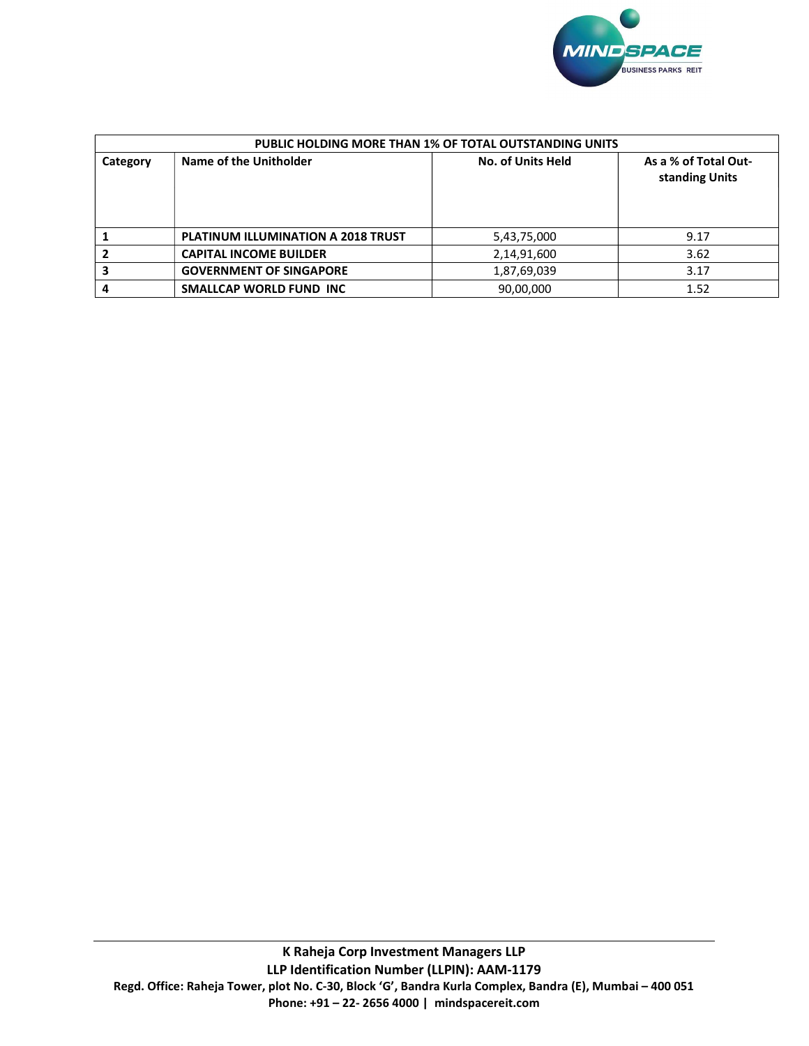| PUBLIC HOLDING MORE THAN 1% OF TOTAL OUTSTANDING UNITS | | | |
|---|---|---|---|
| **Category** | **Name of the Unitholder** | **No. of Units Held** | **As a % of Total Out-standing Units** |
| **1** | **PLATINUM ILLUMINATION A 2018 TRUST** | 5,43,75,000 | 9.17 |
| **2** | **CAPITAL INCOME BUILDER** | 2,14,91,600 | 3.62 |
| **3** | **GOVERNMENT OF SINGAPORE** | 1,87,69,039 | 3.17 |
| **4** | **SMALLCAP WORLD FUND INC** | 90,00,000 | 1.52 |

**K Raheja Corp Investment Managers LLP**
**LLP Identification Number (LLPIN): AAM-1179**
**Regd. Office: Raheja Tower, plot No. C-30, Block 'G', Bandra Kurla Complex, Bandra (E), Mumbai – 400 051**
**Phone: +91 – 22- 2656 4000 | mindspacereit.com**